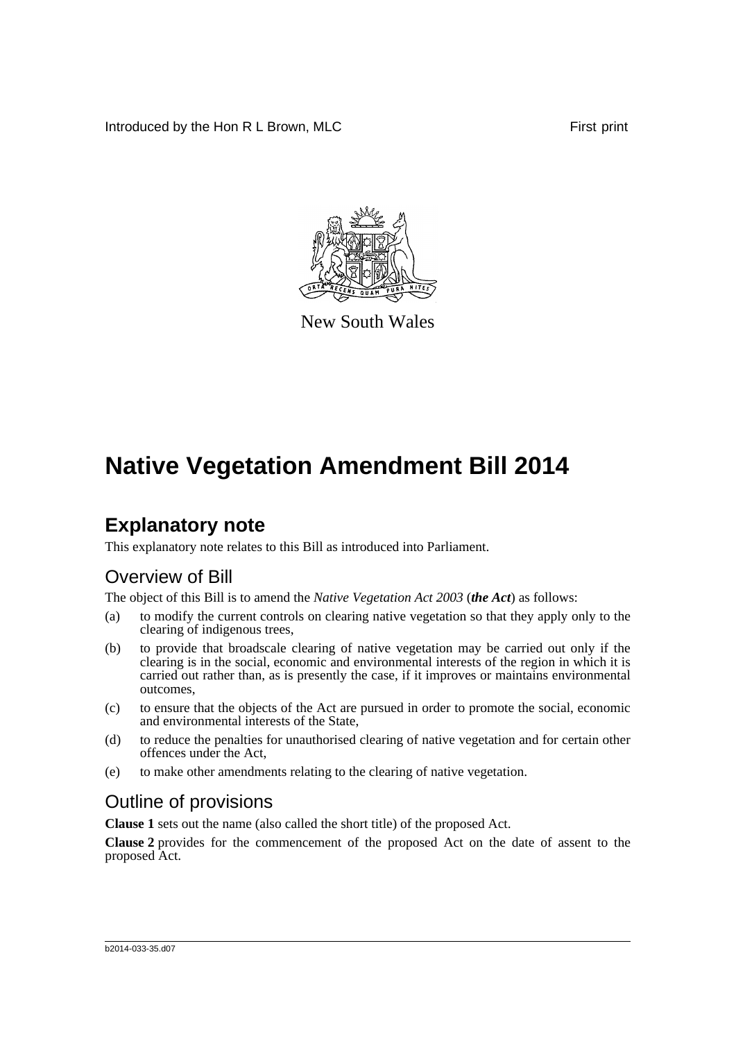Introduced by the Hon R L Brown, MLC First print

New South Wales

# Native Vegetation Amendment Bill 2014

## Explanatory note

This explanatory note relates to this Bill as introduced into Parliament.

### Overview of Bill

The object of this Bill is to amend the *Native Vegetation Act 2003* (***the Act***) as follows:

(a) to modify the current controls on clearing native vegetation so that they apply only to the clearing of indigenous trees,

(b) to provide that broadscale clearing of native vegetation may be carried out only if the clearing is in the social, economic and environmental interests of the region in which it is carried out rather than, as is presently the case, if it improves or maintains environmental outcomes,

(c) to ensure that the objects of the Act are pursued in order to promote the social, economic and environmental interests of the State,

(d) to reduce the penalties for unauthorised clearing of native vegetation and for certain other offences under the Act,

(e) to make other amendments relating to the clearing of native vegetation.

### Outline of provisions

**Clause 1** sets out the name (also called the short title) of the proposed Act.

**Clause 2** provides for the commencement of the proposed Act on the date of assent to the proposed Act.

b2014-033-35.d07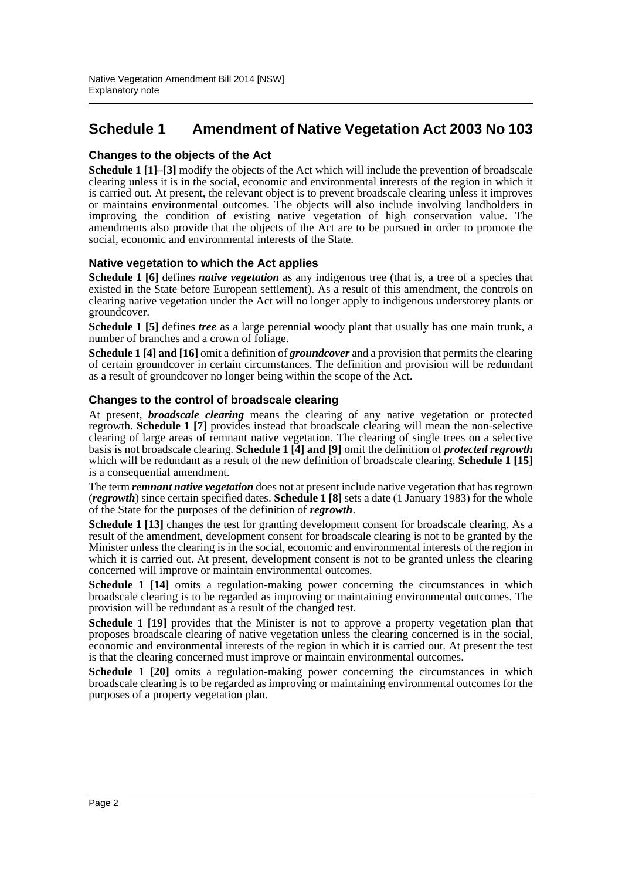## Schedule 1 Amendment of Native Vegetation Act 2003 No 103

### Changes to the objects of the Act

**Schedule 1 [1]–[3]** modify the objects of the Act which will include the prevention of broadscale clearing unless it is in the social, economic and environmental interests of the region in which it is carried out. At present, the relevant object is to prevent broadscale clearing unless it improves or maintains environmental outcomes. The objects will also include involving landholders in improving the condition of existing native vegetation of high conservation value. The amendments also provide that the objects of the Act are to be pursued in order to promote the social, economic and environmental interests of the State.

### Native vegetation to which the Act applies

**Schedule 1 [6]** defines ***native vegetation*** as any indigenous tree (that is, a tree of a species that existed in the State before European settlement). As a result of this amendment, the controls on clearing native vegetation under the Act will no longer apply to indigenous understorey plants or groundcover.

**Schedule 1 [5]** defines ***tree*** as a large perennial woody plant that usually has one main trunk, a number of branches and a crown of foliage.

**Schedule 1 [4] and [16]** omit a definition of ***groundcover*** and a provision that permits the clearing of certain groundcover in certain circumstances. The definition and provision will be redundant as a result of groundcover no longer being within the scope of the Act.

### Changes to the control of broadscale clearing

At present, ***broadscale clearing*** means the clearing of any native vegetation or protected regrowth. **Schedule 1 [7]** provides instead that broadscale clearing will mean the non-selective clearing of large areas of remnant native vegetation. The clearing of single trees on a selective basis is not broadscale clearing. **Schedule 1 [4] and [9]** omit the definition of ***protected regrowth*** which will be redundant as a result of the new definition of broadscale clearing. **Schedule 1 [15]** is a consequential amendment.

The term ***remnant native vegetation*** does not at present include native vegetation that has regrown (***regrowth***) since certain specified dates. **Schedule 1 [8]** sets a date (1 January 1983) for the whole of the State for the purposes of the definition of ***regrowth***.

**Schedule 1 [13]** changes the test for granting development consent for broadscale clearing. As a result of the amendment, development consent for broadscale clearing is not to be granted by the Minister unless the clearing is in the social, economic and environmental interests of the region in which it is carried out. At present, development consent is not to be granted unless the clearing concerned will improve or maintain environmental outcomes.

**Schedule 1 [14]** omits a regulation-making power concerning the circumstances in which broadscale clearing is to be regarded as improving or maintaining environmental outcomes. The provision will be redundant as a result of the changed test.

**Schedule 1 [19]** provides that the Minister is not to approve a property vegetation plan that proposes broadscale clearing of native vegetation unless the clearing concerned is in the social, economic and environmental interests of the region in which it is carried out. At present the test is that the clearing concerned must improve or maintain environmental outcomes.

**Schedule 1 [20]** omits a regulation-making power concerning the circumstances in which broadscale clearing is to be regarded as improving or maintaining environmental outcomes for the purposes of a property vegetation plan.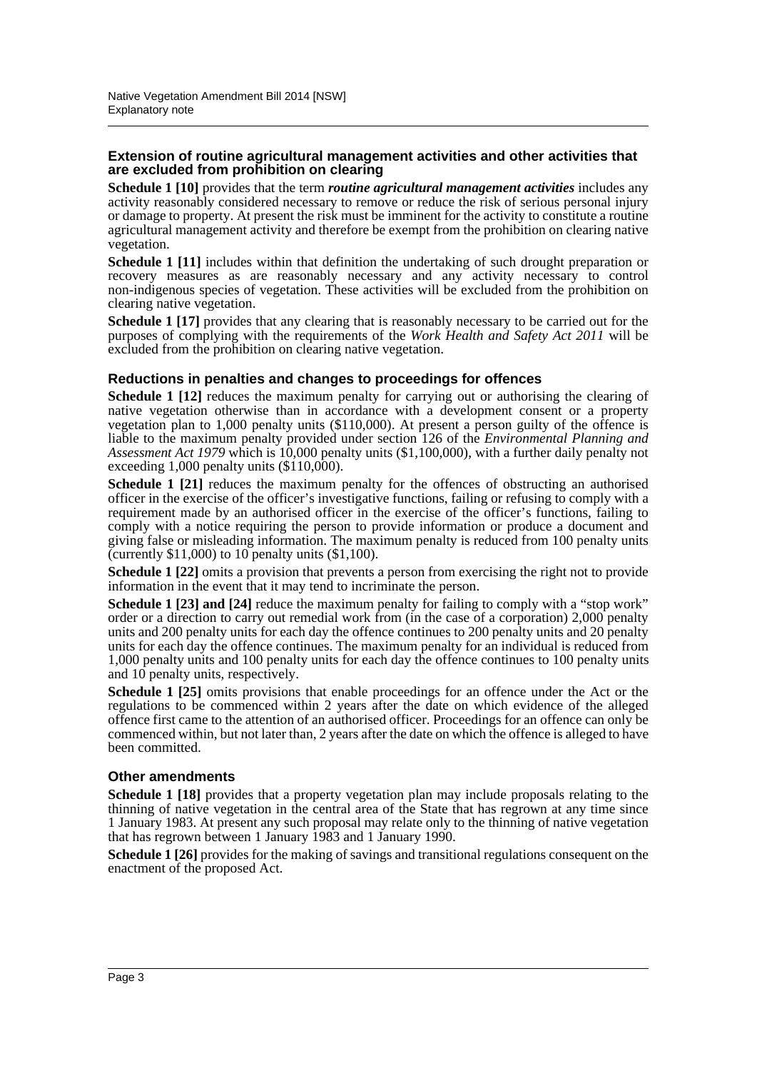### Extension of routine agricultural management activities and other activities that are excluded from prohibition on clearing

**Schedule 1 [10]** provides that the term ***routine agricultural management activities*** includes any activity reasonably considered necessary to remove or reduce the risk of serious personal injury or damage to property. At present the risk must be imminent for the activity to constitute a routine agricultural management activity and therefore be exempt from the prohibition on clearing native vegetation.

**Schedule 1 [11]** includes within that definition the undertaking of such drought preparation or recovery measures as are reasonably necessary and any activity necessary to control non-indigenous species of vegetation. These activities will be excluded from the prohibition on clearing native vegetation.

**Schedule 1 [17]** provides that any clearing that is reasonably necessary to be carried out for the purposes of complying with the requirements of the *Work Health and Safety Act 2011* will be excluded from the prohibition on clearing native vegetation.

### Reductions in penalties and changes to proceedings for offences

**Schedule 1 [12]** reduces the maximum penalty for carrying out or authorising the clearing of native vegetation otherwise than in accordance with a development consent or a property vegetation plan to 1,000 penalty units ($110,000). At present a person guilty of the offence is liable to the maximum penalty provided under section 126 of the *Environmental Planning and Assessment Act 1979* which is 10,000 penalty units ($1,100,000), with a further daily penalty not exceeding 1,000 penalty units ($110,000).

**Schedule 1 [21]** reduces the maximum penalty for the offences of obstructing an authorised officer in the exercise of the officer's investigative functions, failing or refusing to comply with a requirement made by an authorised officer in the exercise of the officer's functions, failing to comply with a notice requiring the person to provide information or produce a document and giving false or misleading information. The maximum penalty is reduced from 100 penalty units (currently $11,000) to 10 penalty units ($1,100).

**Schedule 1 [22]** omits a provision that prevents a person from exercising the right not to provide information in the event that it may tend to incriminate the person.

**Schedule 1 [23] and [24]** reduce the maximum penalty for failing to comply with a "stop work" order or a direction to carry out remedial work from (in the case of a corporation) 2,000 penalty units and 200 penalty units for each day the offence continues to 200 penalty units and 20 penalty units for each day the offence continues. The maximum penalty for an individual is reduced from 1,000 penalty units and 100 penalty units for each day the offence continues to 100 penalty units and 10 penalty units, respectively.

**Schedule 1 [25]** omits provisions that enable proceedings for an offence under the Act or the regulations to be commenced within 2 years after the date on which evidence of the alleged offence first came to the attention of an authorised officer. Proceedings for an offence can only be commenced within, but not later than, 2 years after the date on which the offence is alleged to have been committed.

### Other amendments

**Schedule 1 [18]** provides that a property vegetation plan may include proposals relating to the thinning of native vegetation in the central area of the State that has regrown at any time since 1 January 1983. At present any such proposal may relate only to the thinning of native vegetation that has regrown between 1 January 1983 and 1 January 1990.

**Schedule 1 [26]** provides for the making of savings and transitional regulations consequent on the enactment of the proposed Act.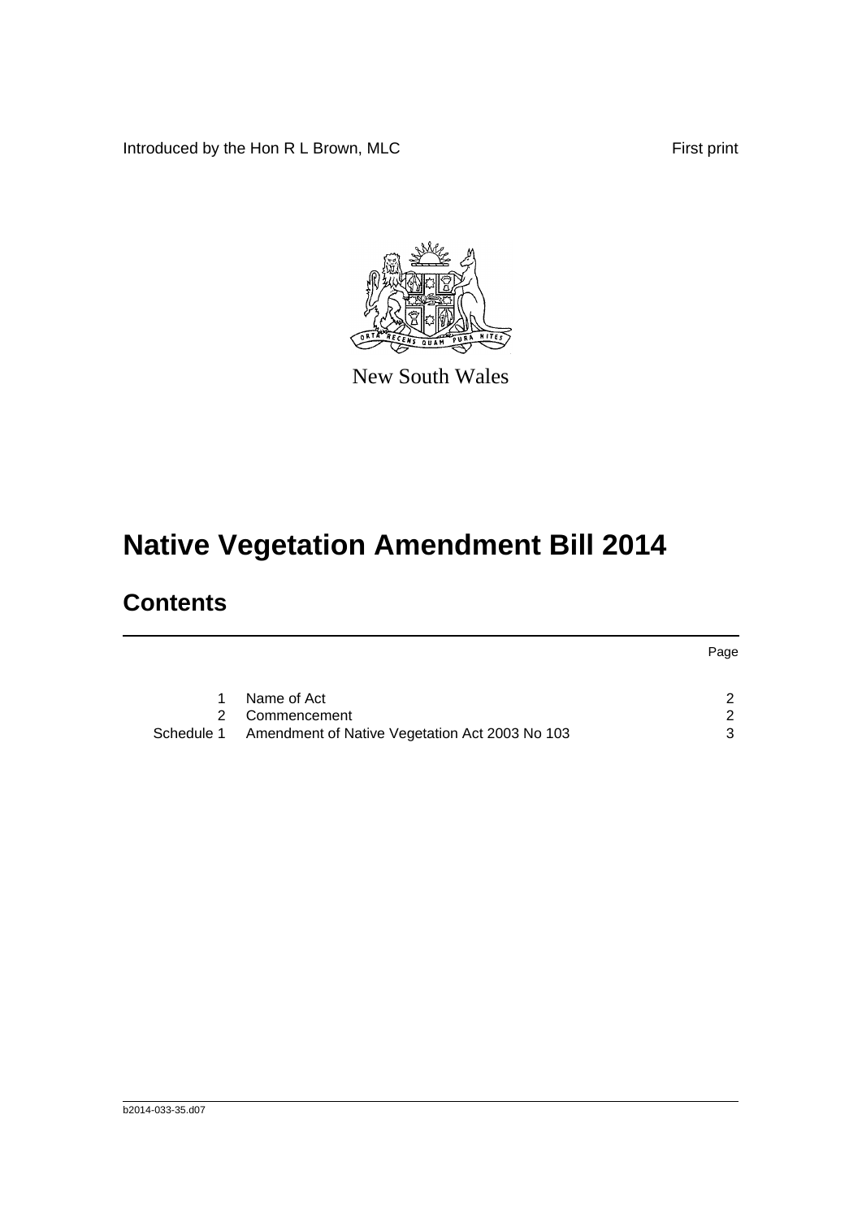Introduced by the Hon R L Brown, MLC First print

New South Wales

# Native Vegetation Amendment Bill 2014

## Contents

| | | Page |
|---|---|---|
| 1 | Name of Act | 2 |
| 2 | Commencement | 2 |
| Schedule 1 | Amendment of Native Vegetation Act 2003 No 103 | 3 |

b2014-033-35.d07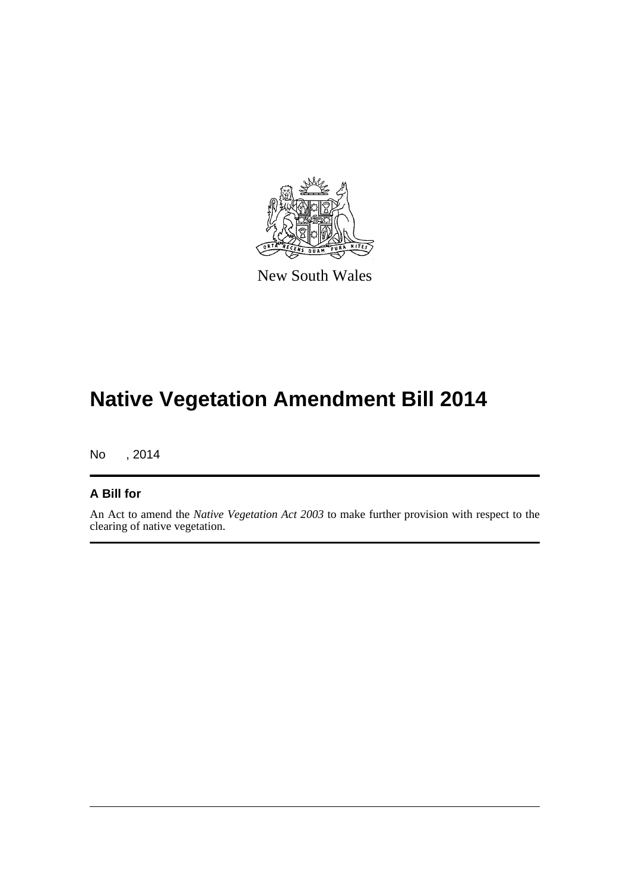New South Wales

# Native Vegetation Amendment Bill 2014

No , 2014

## A Bill for

An Act to amend the *Native Vegetation Act 2003* to make further provision with respect to the clearing of native vegetation.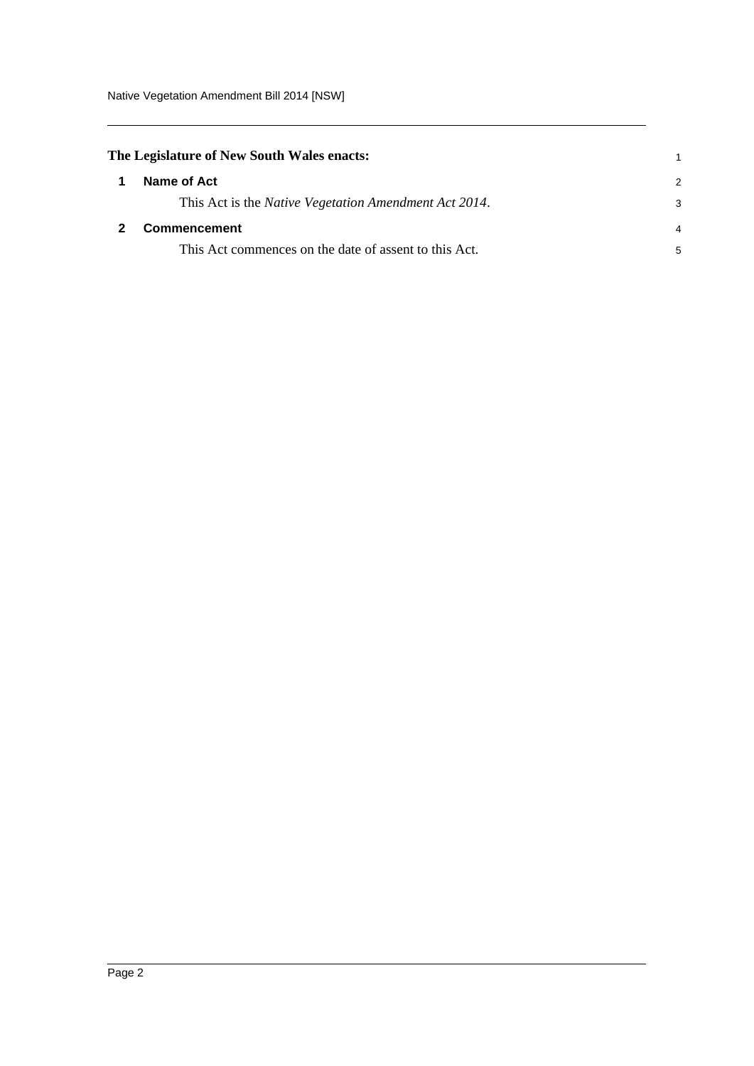**The Legislature of New South Wales enacts:**

## 1 Name of Act

This Act is the *Native Vegetation Amendment Act 2014*.

## 2 Commencement

This Act commences on the date of assent to this Act.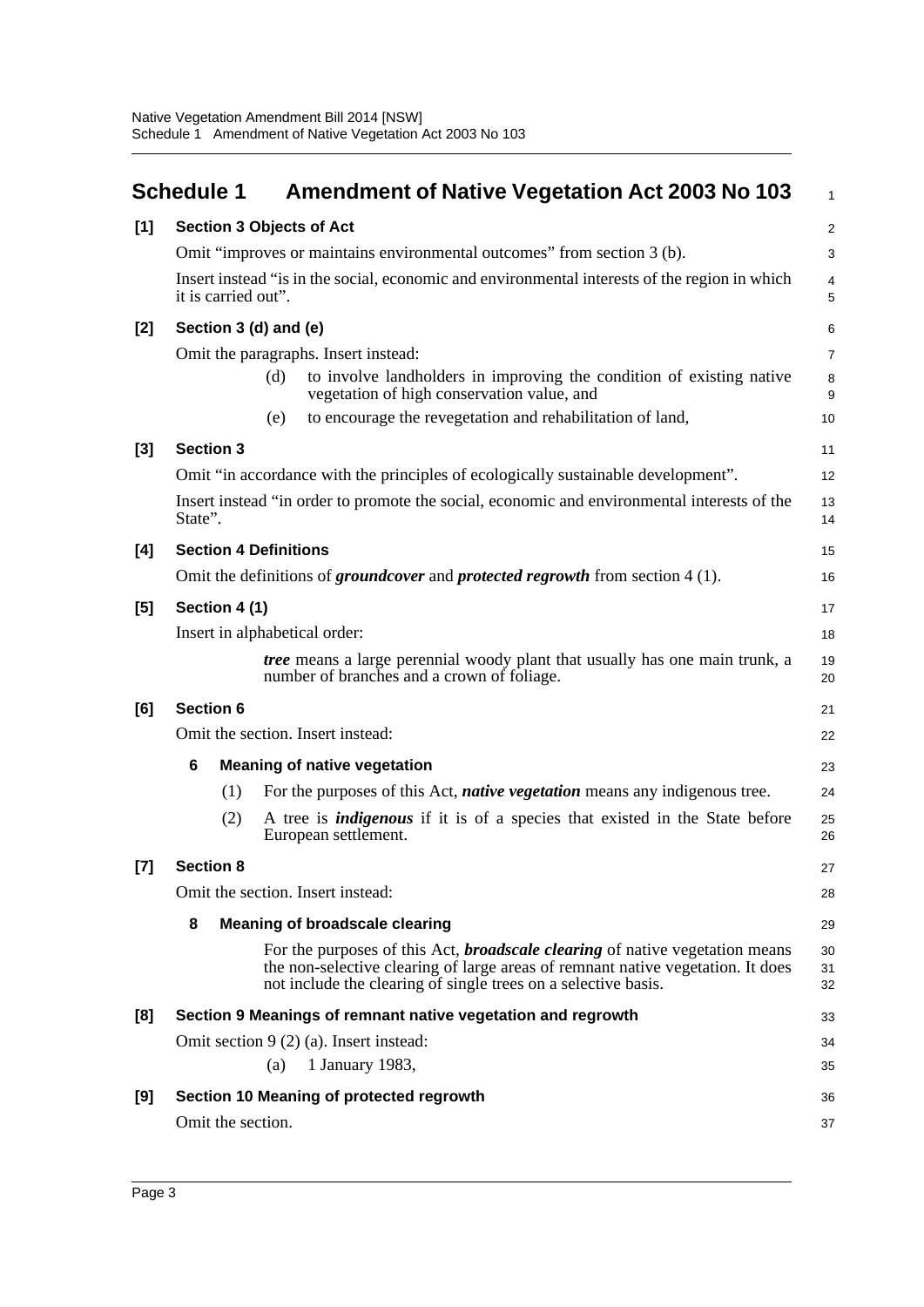## Schedule 1 Amendment of Native Vegetation Act 2003 No 103

**[1] Section 3 Objects of Act**

Omit "improves or maintains environmental outcomes" from section 3 (b).

Insert instead "is in the social, economic and environmental interests of the region in which it is carried out".

**[2] Section 3 (d) and (e)**

Omit the paragraphs. Insert instead:

> (d) to involve landholders in improving the condition of existing native vegetation of high conservation value, and
>
> (e) to encourage the revegetation and rehabilitation of land,

**[3] Section 3**

Omit "in accordance with the principles of ecologically sustainable development".

Insert instead "in order to promote the social, economic and environmental interests of the State".

**[4] Section 4 Definitions**

Omit the definitions of ***groundcover*** and ***protected regrowth*** from section 4 (1).

**[5] Section 4 (1)**

Insert in alphabetical order:

> ***tree*** means a large perennial woody plant that usually has one main trunk, a number of branches and a crown of foliage.

**[6] Section 6**

Omit the section. Insert instead:

> **6 Meaning of native vegetation**
>
> (1) For the purposes of this Act, ***native vegetation*** means any indigenous tree.
>
> (2) A tree is ***indigenous*** if it is of a species that existed in the State before European settlement.

**[7] Section 8**

Omit the section. Insert instead:

> **8 Meaning of broadscale clearing**
>
> For the purposes of this Act, ***broadscale clearing*** of native vegetation means the non-selective clearing of large areas of remnant native vegetation. It does not include the clearing of single trees on a selective basis.

**[8] Section 9 Meanings of remnant native vegetation and regrowth**

Omit section 9 (2) (a). Insert instead:

> (a) 1 January 1983,

**[9] Section 10 Meaning of protected regrowth**

Omit the section.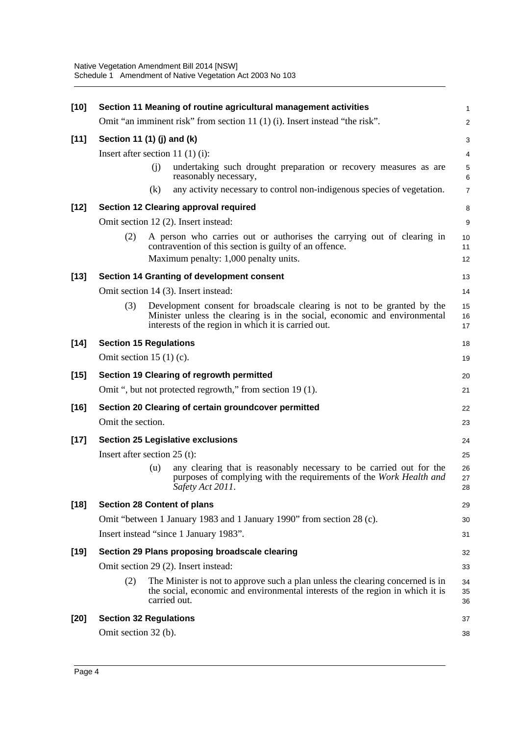**[10] Section 11 Meaning of routine agricultural management activities**

Omit "an imminent risk" from section 11 (1) (i). Insert instead "the risk".

**[11] Section 11 (1) (j) and (k)**

Insert after section 11 (1) (i):

> (j) undertaking such drought preparation or recovery measures as are reasonably necessary,
>
> (k) any activity necessary to control non-indigenous species of vegetation.

**[12] Section 12 Clearing approval required**

Omit section 12 (2). Insert instead:

> (2) A person who carries out or authorises the carrying out of clearing in contravention of this section is guilty of an offence.
>
> Maximum penalty: 1,000 penalty units.

**[13] Section 14 Granting of development consent**

Omit section 14 (3). Insert instead:

> (3) Development consent for broadscale clearing is not to be granted by the Minister unless the clearing is in the social, economic and environmental interests of the region in which it is carried out.

**[14] Section 15 Regulations**

Omit section 15 (1) (c).

**[15] Section 19 Clearing of regrowth permitted**

Omit ", but not protected regrowth," from section 19 (1).

**[16] Section 20 Clearing of certain groundcover permitted**

Omit the section.

**[17] Section 25 Legislative exclusions**

Insert after section 25 (t):

> (u) any clearing that is reasonably necessary to be carried out for the purposes of complying with the requirements of the *Work Health and Safety Act 2011*.

**[18] Section 28 Content of plans**

Omit "between 1 January 1983 and 1 January 1990" from section 28 (c).

Insert instead "since 1 January 1983".

**[19] Section 29 Plans proposing broadscale clearing**

Omit section 29 (2). Insert instead:

> (2) The Minister is not to approve such a plan unless the clearing concerned is in the social, economic and environmental interests of the region in which it is carried out.

**[20] Section 32 Regulations**

Omit section 32 (b).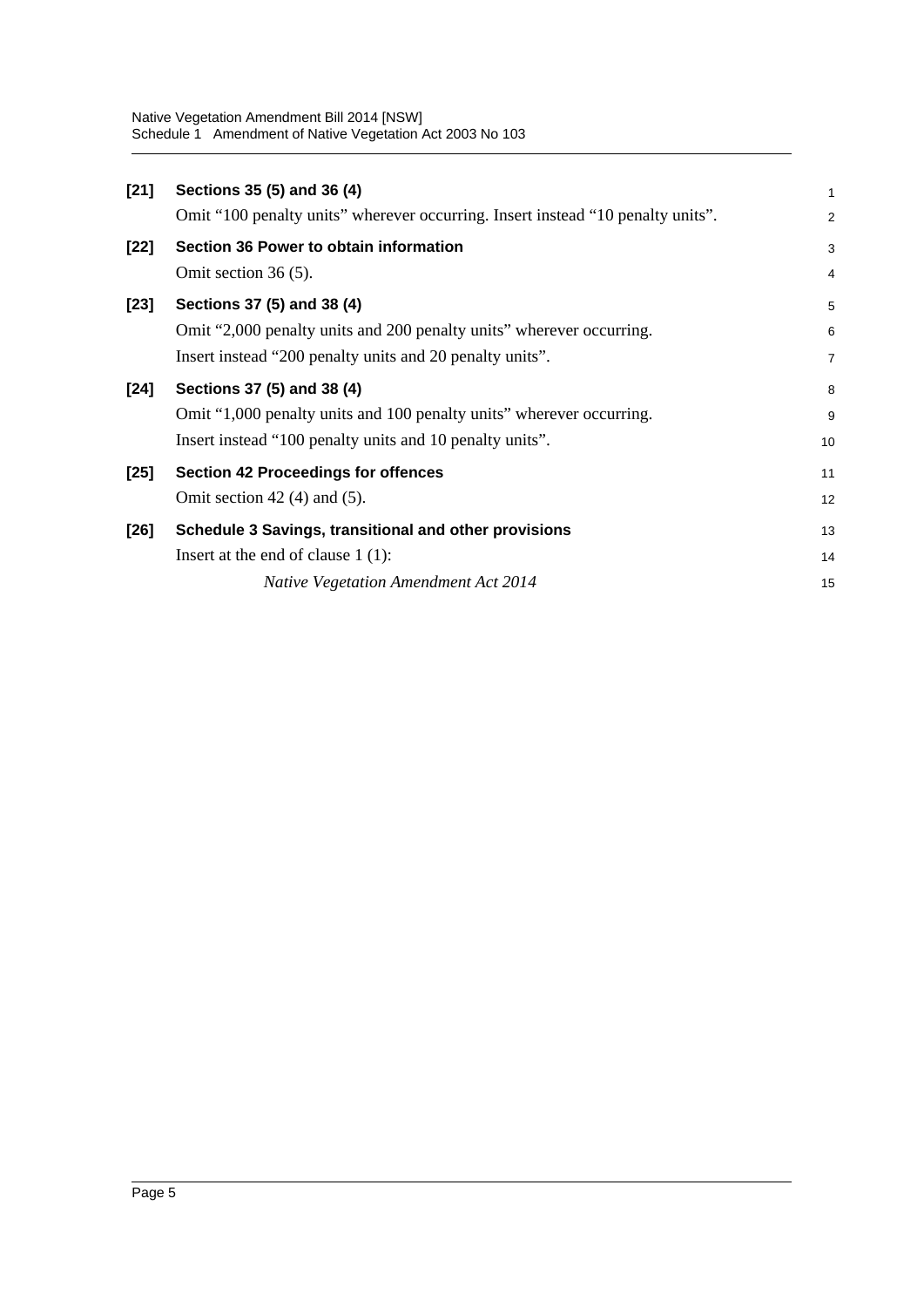**[21] Sections 35 (5) and 36 (4)**

Omit "100 penalty units" wherever occurring. Insert instead "10 penalty units".

**[22] Section 36 Power to obtain information**

Omit section 36 (5).

**[23] Sections 37 (5) and 38 (4)**

Omit "2,000 penalty units and 200 penalty units" wherever occurring.

Insert instead "200 penalty units and 20 penalty units".

**[24] Sections 37 (5) and 38 (4)**

Omit "1,000 penalty units and 100 penalty units" wherever occurring.

Insert instead "100 penalty units and 10 penalty units".

**[25] Section 42 Proceedings for offences**

Omit section 42 (4) and (5).

**[26] Schedule 3 Savings, transitional and other provisions**

Insert at the end of clause 1 (1):

*Native Vegetation Amendment Act 2014*